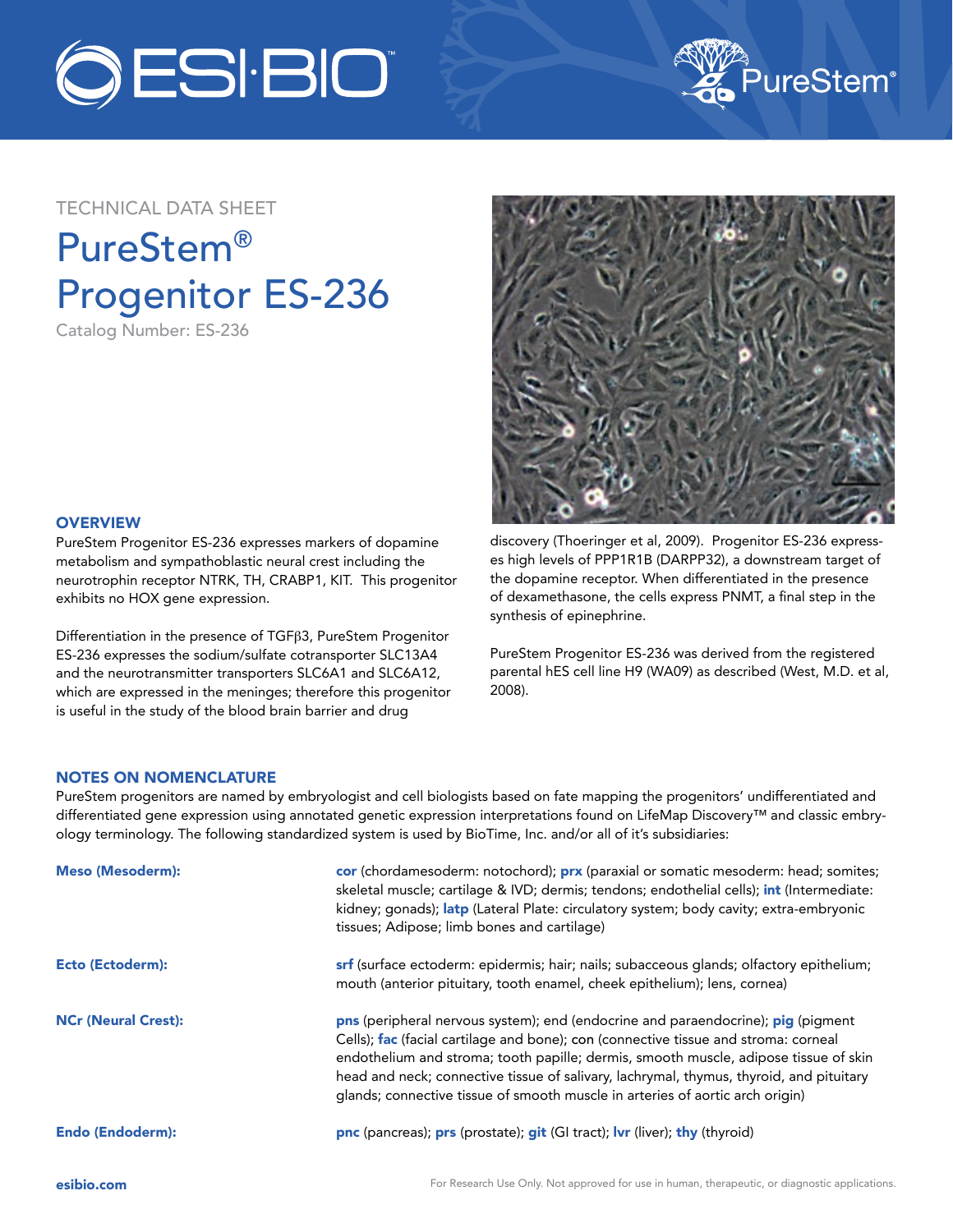TECHNICAL DATA SHEET

# PureStem® Progenitor ES-236

Catalog Number: ES-236

## OVERVIEW

PureStem Progenitor ES-236 expresses markers of dopamine metabolism and sympathoblastic neural crest including the neurotrophin receptor NTRK, TH, CRABP1, KIT. This progenitor exhibits no HOX gene expression.

Differentiation in the presence of TGFβ3, PureStem Progenitor ES-236 expresses the sodium/sulfate cotransporter SLC13A4 and the neurotransmitter transporters SLC6A1 and SLC6A12, which are expressed in the meninges; therefore this progenitor is useful in the study of the blood brain barrier and drug discovery (Thoeringer et al, 2009). Progenitor ES-236 expresses high levels of PPP1R1B (DARPP32), a downstream target of the dopamine receptor. When differentiated in the presence of dexamethasone, the cells express PNMT, a final step in the synthesis of epinephrine.

PureStem Progenitor ES-236 was derived from the registered parental hES cell line H9 (WA09) as described (West, M.D. et al, 2008).

## NOTES ON NOMENCLATURE

PureStem progenitors are named by embryologist and cell biologists based on fate mapping the progenitors' undifferentiated and differentiated gene expression using annotated genetic expression interpretations found on LifeMap Discovery™ and classic embryology terminology. The following standardized system is used by BioTime, Inc. and/or all of it's subsidiaries:

**Meso (Mesoderm):** **cor** (chordamesoderm: notochord); **prx** (paraxial or somatic mesoderm: head; somites; skeletal muscle; cartilage & IVD; dermis; tendons; endothelial cells); **int** (Intermediate: kidney; gonads); **latp** (Lateral Plate: circulatory system; body cavity; extra-embryonic tissues; Adipose; limb bones and cartilage)

**Ecto (Ectoderm):** **srf** (surface ectoderm: epidermis; hair; nails; subacceous glands; olfactory epithelium; mouth (anterior pituitary, tooth enamel, cheek epithelium); lens, cornea)

**NCr (Neural Crest):** **pns** (peripheral nervous system); end (endocrine and paraendocrine); **pig** (pigment Cells); **fac** (facial cartilage and bone); con (connective tissue and stroma: corneal endothelium and stroma; tooth papille; dermis, smooth muscle, adipose tissue of skin head and neck; connective tissue of salivary, lachrymal, thymus, thyroid, and pituitary glands; connective tissue of smooth muscle in arteries of aortic arch origin)

**Endo (Endoderm):** **pnc** (pancreas); **prs** (prostate); **git** (GI tract); **lvr** (liver); **thy** (thyroid)

esibio.com

For Research Use Only. Not approved for use in human, therapeutic, or diagnostic applications.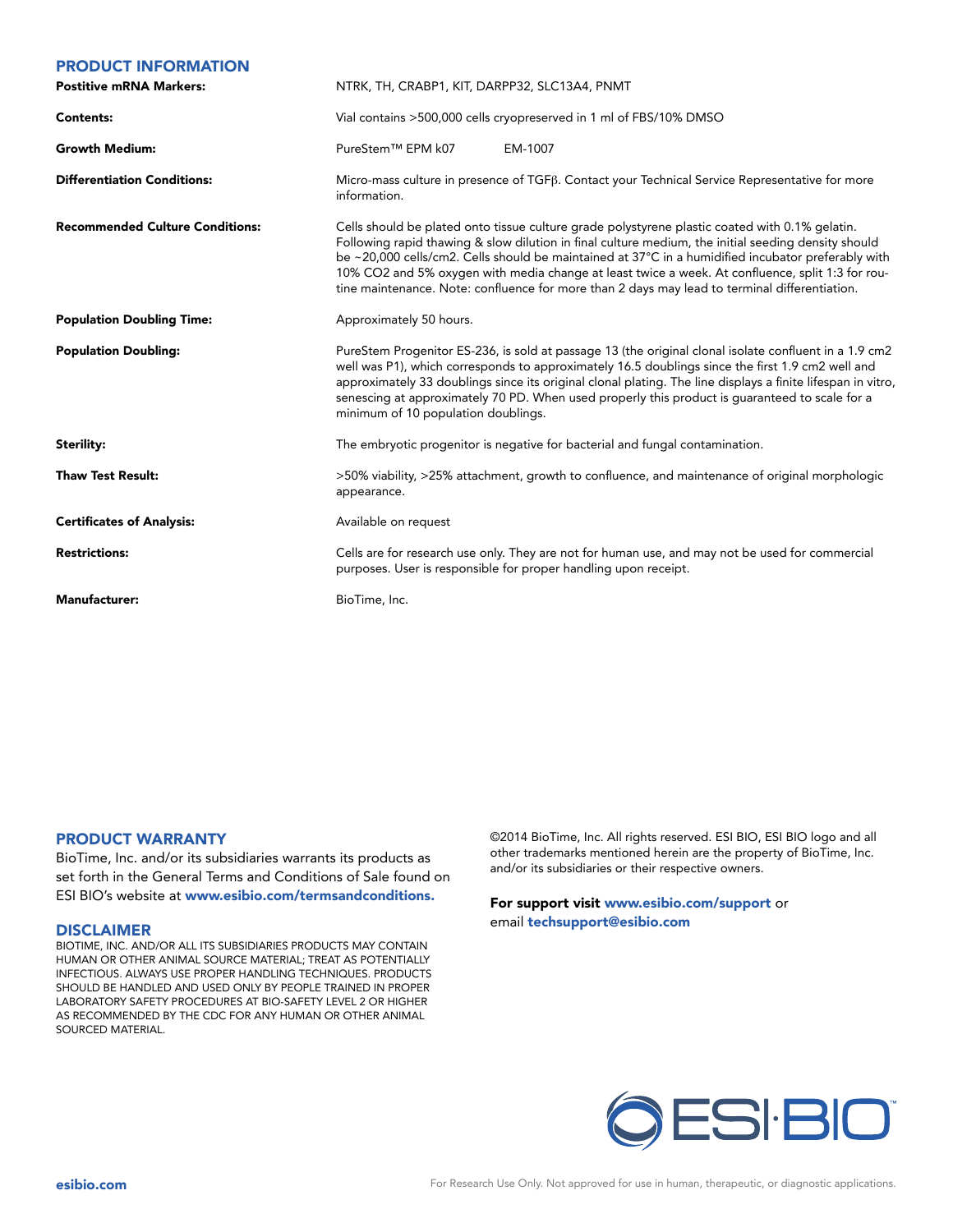## PRODUCT INFORMATION

| | |
|---|---|
| **Postitive mRNA Markers:** | NTRK, TH, CRABP1, KIT, DARPP32, SLC13A4, PNMT |
| **Contents:** | Vial contains >500,000 cells cryopreserved in 1 ml of FBS/10% DMSO |
| **Growth Medium:** | PureStem™ EPM k07 EM-1007 |
| **Differentiation Conditions:** | Micro-mass culture in presence of TGFβ. Contact your Technical Service Representative for more information. |
| **Recommended Culture Conditions:** | Cells should be plated onto tissue culture grade polystyrene plastic coated with 0.1% gelatin. Following rapid thawing & slow dilution in final culture medium, the initial seeding density should be ~20,000 cells/cm2. Cells should be maintained at 37°C in a humidified incubator preferably with 10% CO2 and 5% oxygen with media change at least twice a week. At confluence, split 1:3 for routine maintenance. Note: confluence for more than 2 days may lead to terminal differentiation. |
| **Population Doubling Time:** | Approximately 50 hours. |
| **Population Doubling:** | PureStem Progenitor ES-236, is sold at passage 13 (the original clonal isolate confluent in a 1.9 cm2 well was P1), which corresponds to approximately 16.5 doublings since the first 1.9 cm2 well and approximately 33 doublings since its original clonal plating. The line displays a finite lifespan in vitro, senescing at approximately 70 PD. When used properly this product is guaranteed to scale for a minimum of 10 population doublings. |
| **Sterility:** | The embryotic progenitor is negative for bacterial and fungal contamination. |
| **Thaw Test Result:** | >50% viability, >25% attachment, growth to confluence, and maintenance of original morphologic appearance. |
| **Certificates of Analysis:** | Available on request |
| **Restrictions:** | Cells are for research use only. They are not for human use, and may not be used for commercial purposes. User is responsible for proper handling upon receipt. |
| **Manufacturer:** | BioTime, Inc. |

## PRODUCT WARRANTY

BioTime, Inc. and/or its subsidiaries warrants its products as set forth in the General Terms and Conditions of Sale found on ESI BIO's website at **www.esibio.com/termsandconditions.**

## DISCLAIMER

BIOTIME, INC. AND/OR ALL ITS SUBSIDIARIES PRODUCTS MAY CONTAIN HUMAN OR OTHER ANIMAL SOURCE MATERIAL; TREAT AS POTENTIALLY INFECTIOUS. ALWAYS USE PROPER HANDLING TECHNIQUES. PRODUCTS SHOULD BE HANDLED AND USED ONLY BY PEOPLE TRAINED IN PROPER LABORATORY SAFETY PROCEDURES AT BIO-SAFETY LEVEL 2 OR HIGHER AS RECOMMENDED BY THE CDC FOR ANY HUMAN OR OTHER ANIMAL SOURCED MATERIAL.

©2014 BioTime, Inc. All rights reserved. ESI BIO, ESI BIO logo and all other trademarks mentioned herein are the property of BioTime, Inc. and/or its subsidiaries or their respective owners.

**For support visit www.esibio.com/support** or email **techsupport@esibio.com**

ESI·BIO™

esibio.com

For Research Use Only. Not approved for use in human, therapeutic, or diagnostic applications.